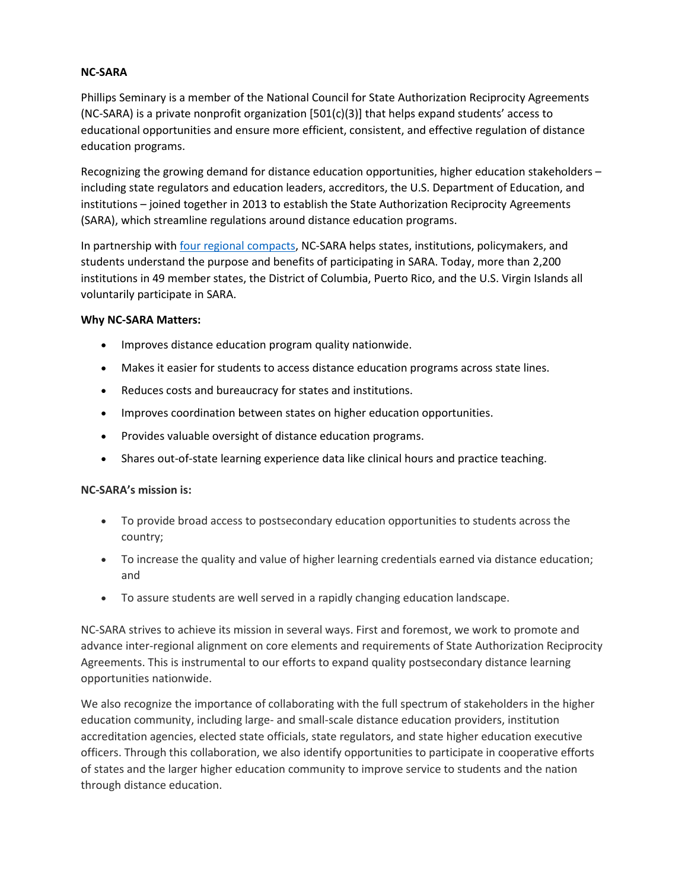**NC-SARA**

Phillips Seminary is a member of the National Council for State Authorization Reciprocity Agreements (NC-SARA) is a private nonprofit organization [501(c)(3)] that helps expand students' access to educational opportunities and ensure more efficient, consistent, and effective regulation of distance education programs.

Recognizing the growing demand for distance education opportunities, higher education stakeholders – including state regulators and education leaders, accreditors, the U.S. Department of Education, and institutions – joined together in 2013 to establish the State Authorization Reciprocity Agreements (SARA), which streamline regulations around distance education programs.

In partnership with [four regional compacts](), NC-SARA helps states, institutions, policymakers, and students understand the purpose and benefits of participating in SARA. Today, more than 2,200 institutions in 49 member states, the District of Columbia, Puerto Rico, and the U.S. Virgin Islands all voluntarily participate in SARA.

**Why NC-SARA Matters:**

- Improves distance education program quality nationwide.
- Makes it easier for students to access distance education programs across state lines.
- Reduces costs and bureaucracy for states and institutions.
- Improves coordination between states on higher education opportunities.
- Provides valuable oversight of distance education programs.
- Shares out-of-state learning experience data like clinical hours and practice teaching.

**NC-SARA's mission is:**

- To provide broad access to postsecondary education opportunities to students across the country;
- To increase the quality and value of higher learning credentials earned via distance education; and
- To assure students are well served in a rapidly changing education landscape.

NC-SARA strives to achieve its mission in several ways. First and foremost, we work to promote and advance inter-regional alignment on core elements and requirements of State Authorization Reciprocity Agreements. This is instrumental to our efforts to expand quality postsecondary distance learning opportunities nationwide.

We also recognize the importance of collaborating with the full spectrum of stakeholders in the higher education community, including large- and small-scale distance education providers, institution accreditation agencies, elected state officials, state regulators, and state higher education executive officers. Through this collaboration, we also identify opportunities to participate in cooperative efforts of states and the larger higher education community to improve service to students and the nation through distance education.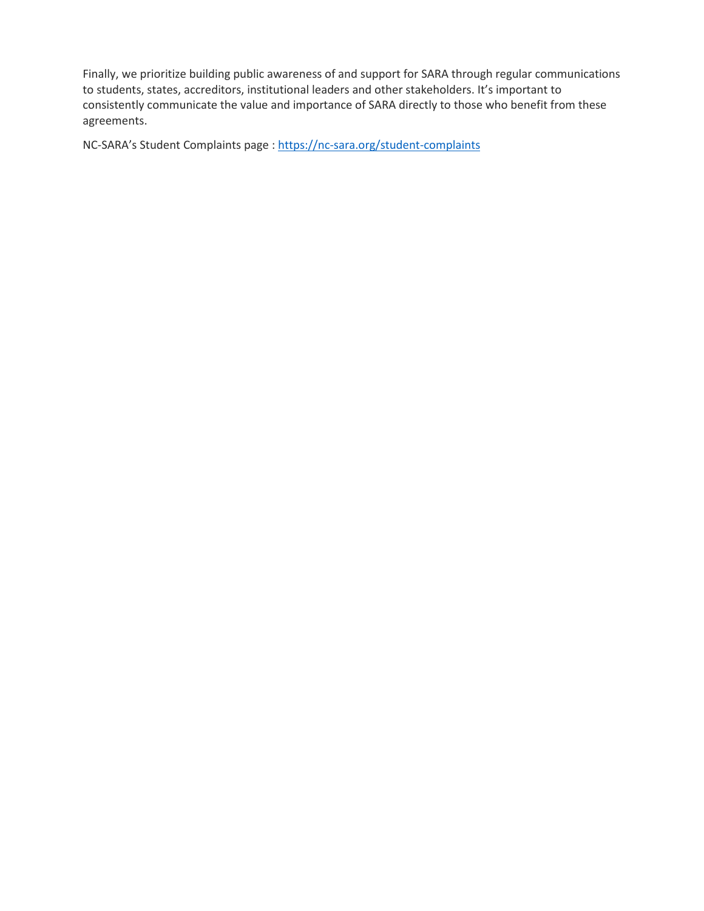Finally, we prioritize building public awareness of and support for SARA through regular communications to students, states, accreditors, institutional leaders and other stakeholders. It's important to consistently communicate the value and importance of SARA directly to those who benefit from these agreements.

NC-SARA's Student Complaints page : [https://nc-sara.org/student-complaints](https://nc-sara.org/student-complaints)